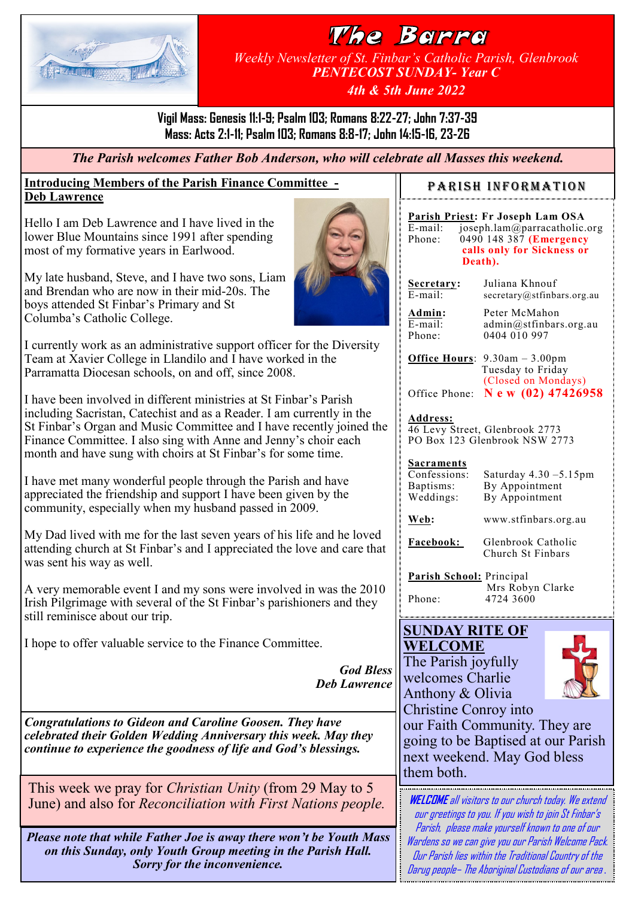# The Barra

*Weekly Newsletter of St. Finbar's Catholic Parish, Glenbrook*

***PENTECOST SUNDAY- Year C***

***4th & 5th June 2022***

**Vigil Mass: Genesis 11:1-9; Psalm 103; Romans 8:22-27; John 7:37-39**
**Mass: Acts 2:1-11; Psalm 103; Romans 8:8-17; John 14:15-16, 23-26**

***The Parish welcomes Father Bob Anderson, who will celebrate all Masses this weekend.***

## Introducing Members of the Parish Finance Committee - Deb Lawrence

Hello I am Deb Lawrence and I have lived in the lower Blue Mountains since 1991 after spending most of my formative years in Earlwood.

My late husband, Steve, and I have two sons, Liam and Brendan who are now in their mid-20s. The boys attended St Finbar's Primary and St Columba's Catholic College.

I currently work as an administrative support officer for the Diversity Team at Xavier College in Llandilo and I have worked in the Parramatta Diocesan schools, on and off, since 2008.

I have been involved in different ministries at St Finbar's Parish including Sacristan, Catechist and as a Reader. I am currently in the St Finbar's Organ and Music Committee and I have recently joined the Finance Committee. I also sing with Anne and Jenny's choir each month and have sung with choirs at St Finbar's for some time.

I have met many wonderful people through the Parish and have appreciated the friendship and support I have been given by the community, especially when my husband passed in 2009.

My Dad lived with me for the last seven years of his life and he loved attending church at St Finbar's and I appreciated the love and care that was sent his way as well.

A very memorable event I and my sons were involved in was the 2010 Irish Pilgrimage with several of the St Finbar's parishioners and they still reminisce about our trip.

I hope to offer valuable service to the Finance Committee.

***God Bless***
***Deb Lawrence***

***Congratulations to Gideon and Caroline Goosen. They have celebrated their Golden Wedding Anniversary this week. May they continue to experience the goodness of life and God's blessings.***

This week we pray for *Christian Unity* (from 29 May to 5 June) and also for *Reconciliation with First Nations people.*

***Please note that while Father Joe is away there won't be Youth Mass on this Sunday, only Youth Group meeting in the Parish Hall. Sorry for the inconvenience.***

## PARISH INFORMATION

**Parish Priest: Fr Joseph Lam OSA**
E-mail: joseph.lam@parracatholic.org
Phone: 0490 148 387 **(Emergency calls only for Sickness or Death).**

**Secretary:** Juliana Khnouf
E-mail: secretary@stfinbars.org.au

**Admin:** Peter McMahon
E-mail: admin@stfinbars.org.au
Phone: 0404 010 997

**Office Hours**: 9.30am – 3.00pm Tuesday to Friday (Closed on Mondays)
Office Phone: **New (02) 47426958**

**Address:**
46 Levy Street, Glenbrook 2773
PO Box 123 Glenbrook NSW 2773

**Sacraments**
Confessions: Saturday 4.30 –5.15pm
Baptisms: By Appointment
Weddings: By Appointment

**Web:** www.stfinbars.org.au

**Facebook:** Glenbrook Catholic Church St Finbars

**Parish School:** Principal Mrs Robyn Clarke
Phone: 4724 3600

## SUNDAY RITE OF WELCOME

The Parish joyfully welcomes Charlie Anthony & Olivia Christine Conroy into our Faith Community. They are going to be Baptised at our Parish next weekend. May God bless them both.

***WELCOME** all visitors to our church today. We extend our greetings to you. If you wish to join St Finbar's Parish, please make yourself known to one of our Wardens so we can give you our Parish Welcome Pack. Our Parish lies within the Traditional Country of the Darug people– The Aboriginal Custodians of our area .*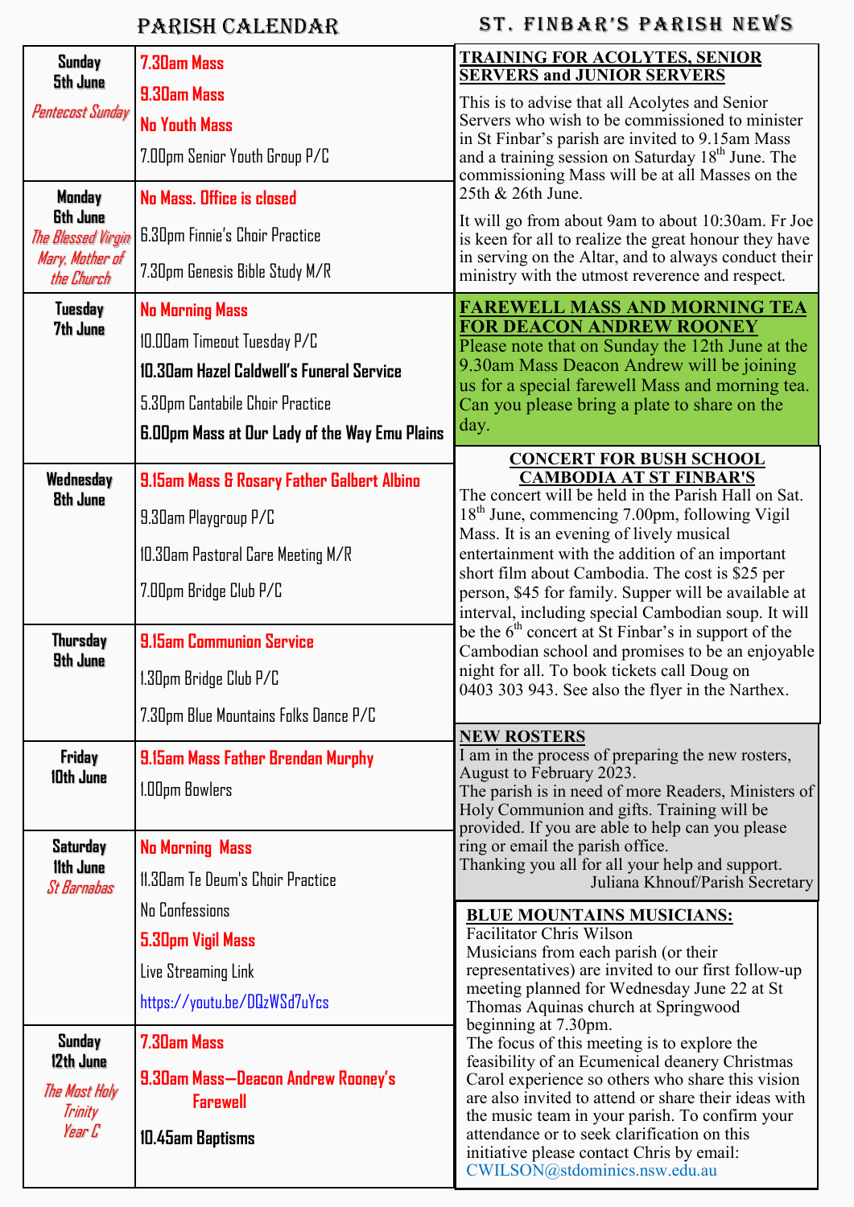# PARISH CALENDAR

| Day | Events |
|---|---|
| **Sunday 5th June** *Pentecost Sunday* | **7.30am Mass**<br>**9.30am Mass**<br>**No Youth Mass**<br>7.00pm Senior Youth Group P/C |
| **Monday 6th June** *The Blessed Virgin Mary, Mother of the Church* | **No Mass. Office is closed**<br>6.30pm Finnie's Choir Practice<br>7.30pm Genesis Bible Study M/R |
| **Tuesday 7th June** | **No Morning Mass**<br>10.00am Timeout Tuesday P/C<br>**10.30am Hazel Caldwell's Funeral Service**<br>5.30pm Cantabile Choir Practice<br>**6.00pm Mass at Our Lady of the Way Emu Plains** |
| **Wednesday 8th June** | **9.15am Mass & Rosary Father Galbert Albino**<br>9.30am Playgroup P/C<br>10.30am Pastoral Care Meeting M/R<br>7.00pm Bridge Club P/C |
| **Thursday 9th June** | **9.15am Communion Service**<br>1.30pm Bridge Club P/C<br>7.30pm Blue Mountains Folks Dance P/C |
| **Friday 10th June** | **9.15am Mass Father Brendan Murphy**<br>1.00pm Bowlers |
| **Saturday 11th June** *St Barnabas* | **No Morning Mass**<br>11.30am Te Deum's Choir Practice<br>No Confessions<br>**5.30pm Vigil Mass**<br>Live Streaming Link<br>https://youtu.be/DQzWSd7uYcs |
| **Sunday 12th June** *The Most Holy Trinity Year C* | **7.30am Mass**<br>**9.30am Mass—Deacon Andrew Rooney's Farewell**<br>**10.45am Baptisms** |

# ST. FINBAR'S PARISH NEWS

## TRAINING FOR ACOLYTES, SENIOR SERVERS and JUNIOR SERVERS

This is to advise that all Acolytes and Senior Servers who wish to be commissioned to minister in St Finbar's parish are invited to 9.15am Mass and a training session on Saturday 18th June. The commissioning Mass will be at all Masses on the 25th & 26th June.

It will go from about 9am to about 10:30am. Fr Joe is keen for all to realize the great honour they have in serving on the Altar, and to always conduct their ministry with the utmost reverence and respect.

## FAREWELL MASS AND MORNING TEA FOR DEACON ANDREW ROONEY

Please note that on Sunday the 12th June at the 9.30am Mass Deacon Andrew will be joining us for a special farewell Mass and morning tea. Can you please bring a plate to share on the day.

## CONCERT FOR BUSH SCHOOL CAMBODIA AT ST FINBAR'S

The concert will be held in the Parish Hall on Sat. 18th June, commencing 7.00pm, following Vigil Mass. It is an evening of lively musical entertainment with the addition of an important short film about Cambodia. The cost is $25 per person, $45 for family. Supper will be available at interval, including special Cambodian soup. It will be the 6th concert at St Finbar's in support of the Cambodian school and promises to be an enjoyable night for all. To book tickets call Doug on 0403 303 943. See also the flyer in the Narthex.

## NEW ROSTERS

I am in the process of preparing the new rosters, August to February 2023.
The parish is in need of more Readers, Ministers of Holy Communion and gifts. Training will be provided. If you are able to help can you please ring or email the parish office.
Thanking you all for all your help and support.
Juliana Khnouf/Parish Secretary

## BLUE MOUNTAINS MUSICIANS:

Facilitator Chris Wilson
Musicians from each parish (or their representatives) are invited to our first follow-up meeting planned for Wednesday June 22 at St Thomas Aquinas church at Springwood beginning at 7.30pm.
The focus of this meeting is to explore the feasibility of an Ecumenical deanery Christmas Carol experience so others who share this vision are also invited to attend or share their ideas with the music team in your parish. To confirm your attendance or to seek clarification on this initiative please contact Chris by email: CWILSON@stdominics.nsw.edu.au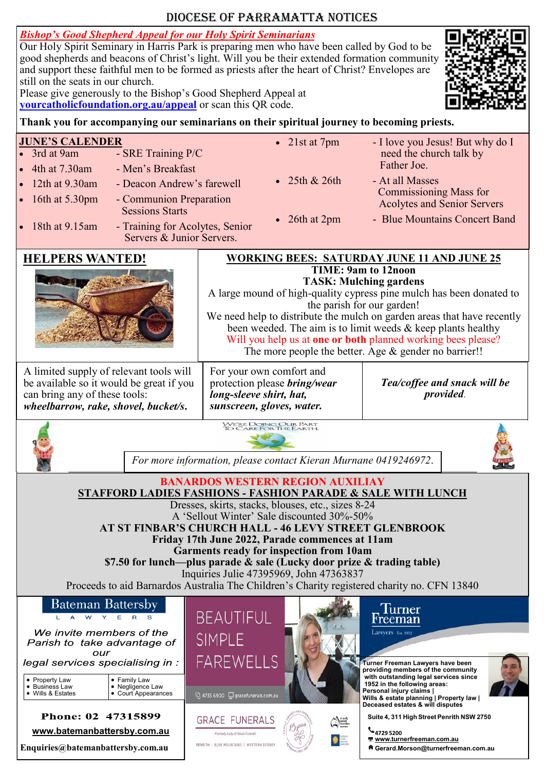# DIOCESE OF PARRAMATTA NOTICES

## Bishop's Good Shepherd Appeal for our Holy Spirit Seminarians

Our Holy Spirit Seminary in Harris Park is preparing men who have been called by God to be good shepherds and beacons of Christ's light. Will you be their extended formation community and support these faithful men to be formed as priests after the heart of Christ? Envelopes are still on the seats in our church.

Please give generously to the Bishop's Good Shepherd Appeal at **yourcatholicfoundation.org.au/appeal** or scan this QR code.

**Thank you for accompanying our seminarians on their spiritual journey to becoming priests.**

## JUNE'S CALENDER

- 3rd at 9am - SRE Training P/C
- 4th at 7.30am - Men's Breakfast
- 12th at 9.30am - Deacon Andrew's farewell
- 16th at 5.30pm - Communion Preparation Sessions Starts
- 18th at 9.15am - Training for Acolytes, Senior Servers & Junior Servers.
- 21st at 7pm - I love you Jesus! But why do I need the church talk by Father Joe.
- 25th & 26th - At all Masses Commissioning Mass for Acolytes and Senior Servers
- 26th at 2pm - Blue Mountains Concert Band

## HELPERS WANTED!

**WORKING BEES: SATURDAY JUNE 11 AND JUNE 25**

**TIME: 9am to 12noon**

**TASK: Mulching gardens**

A large mound of high-quality cypress pine mulch has been donated to the parish for our garden!

We need help to distribute the mulch on garden areas that have recently been weeded. The aim is to limit weeds & keep plants healthy

Will you help us at **one or both** planned working bees please?

The more people the better. Age & gender no barrier!!

A limited supply of relevant tools will be available so it would be great if you can bring any of these tools: ***wheelbarrow, rake, shovel, bucket/s.***

For your own comfort and protection please ***bring/wear long-sleeve shirt, hat, sunscreen, gloves, water.***

***Tea/coffee and snack will be provided.***

WE'RE DOING OUR PART TO CARE FOR THE EARTH.

*For more information, please contact Kieran Murnane 0419246972.*

## BANARDOS WESTERN REGION AUXILIAY

**STAFFORD LADIES FASHIONS - FASHION PARADE & SALE WITH LUNCH**

Dresses, skirts, stacks, blouses, etc., sizes 8-24

A 'Sellout Winter' Sale discounted 30%-50%

**AT ST FINBAR'S CHURCH HALL - 46 LEVY STREET GLENBROOK**

**Friday 17th June 2022, Parade commences at 11am**

**Garments ready for inspection from 10am**

**$7.50 for lunch—plus parade & sale (Lucky door prize & trading table)**

Inquiries Julie 47395969, John 47363837

Proceeds to aid Barnardos Australia The Children's Charity registered charity no. CFN 13840

---

**Bateman Battersby LAWYERS**

*We invite members of the Parish to take advantage of our legal services specialising in :*

- Property Law
- Business Law
- Wills & Estates
- Family Law
- Negligence Law
- Court Appearances

**Phone: 02 47315899**

**www.batemanbattersby.com.au**

**Enquiries@batemanbattersby.com.au**

---

BEAUTIFUL SIMPLE FAREWELLS

4735 6900 gracefunerals.com.au

GRACE FUNERALS

Formerly Lady of Grace Funerals

PENRITH | BLUE MOUNTAINS | WESTERN SYDNEY

---

**Turner Freeman** Lawyers Est. 1952

**Turner Freeman Lawyers have been providing members of the community with outstanding legal services since 1952 in the following areas: Personal injury claims | Wills & estate planning | Property law | Deceased estates & will disputes**

**Suite 4, 311 High Street Penrith NSW 2750**

**4729 5200**

**www.turnerfreeman.com.au**

**Gerard.Morson@turnerfreeman.com.au**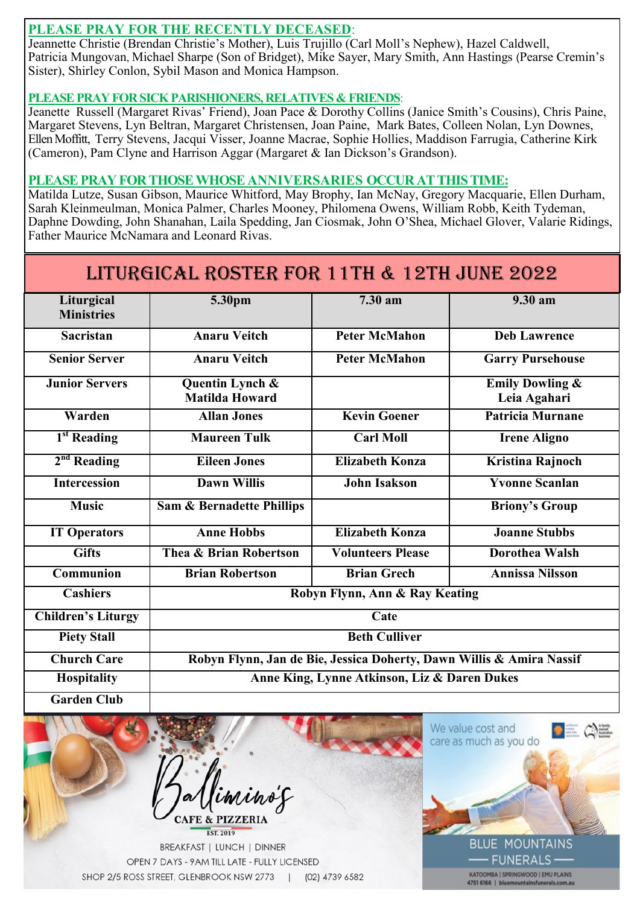**PLEASE PRAY FOR THE RECENTLY DECEASED**:
Jeannette Christie (Brendan Christie's Mother), Luis Trujillo (Carl Moll's Nephew), Hazel Caldwell, Patricia Mungovan, Michael Sharpe (Son of Bridget), Mike Sayer, Mary Smith, Ann Hastings (Pearse Cremin's Sister), Shirley Conlon, Sybil Mason and Monica Hampson.

**PLEASE PRAY FOR SICK PARISHIONERS, RELATIVES & FRIENDS**:
Jeanette Russell (Margaret Rivas' Friend), Joan Pace & Dorothy Collins (Janice Smith's Cousins), Chris Paine, Margaret Stevens, Lyn Beltran, Margaret Christensen, Joan Paine, Mark Bates, Colleen Nolan, Lyn Downes, Ellen Moffitt, Terry Stevens, Jacqui Visser, Joanne Macrae, Sophie Hollies, Maddison Farrugia, Catherine Kirk (Cameron), Pam Clyne and Harrison Aggar (Margaret & Ian Dickson's Grandson).

**PLEASE PRAY FOR THOSE WHOSE ANNIVERSARIES OCCUR AT THIS TIME:**
Matilda Lutze, Susan Gibson, Maurice Whitford, May Brophy, Ian McNay, Gregory Macquarie, Ellen Durham, Sarah Kleinmeulman, Monica Palmer, Charles Mooney, Philomena Owens, William Robb, Keith Tydeman, Daphne Dowding, John Shanahan, Laila Spedding, Jan Ciosmak, John O'Shea, Michael Glover, Valarie Ridings, Father Maurice McNamara and Leonard Rivas.

## LITURGICAL ROSTER FOR 11TH & 12TH JUNE 2022

| Liturgical Ministries | 5.30pm | 7.30 am | 9.30 am |
|---|---|---|---|
| Sacristan | Anaru Veitch | Peter McMahon | Deb Lawrence |
| Senior Server | Anaru Veitch | Peter McMahon | Garry Pursehouse |
| Junior Servers | Quentin Lynch & Matilda Howard | | Emily Dowling & Leia Agahari |
| Warden | Allan Jones | Kevin Goener | Patricia Murnane |
| 1st Reading | Maureen Tulk | Carl Moll | Irene Aligno |
| 2nd Reading | Eileen Jones | Elizabeth Konza | Kristina Rajnoch |
| Intercession | Dawn Willis | John Isakson | Yvonne Scanlan |
| Music | Sam & Bernadette Phillips | | Briony's Group |
| IT Operators | Anne Hobbs | Elizabeth Konza | Joanne Stubbs |
| Gifts | Thea & Brian Robertson | Volunteers Please | Dorothea Walsh |
| Communion | Brian Robertson | Brian Grech | Annissa Nilsson |
| Cashiers | Robyn Flynn, Ann & Ray Keating | | |
| Children's Liturgy | Cate | | |
| Piety Stall | Beth Culliver | | |
| Church Care | Robyn Flynn, Jan de Bie, Jessica Doherty, Dawn Willis & Amira Nassif | | |
| Hospitality | Anne King, Lynne Atkinson, Liz & Daren Dukes | | |
| Garden Club | | | |

Ballimino's
CAFE & PIZZERIA
EST. 2019
BREAKFAST | LUNCH | DINNER
OPEN 7 DAYS - 9AM TILL LATE - FULLY LICENSED
SHOP 2/5 ROSS STREET, GLENBROOK NSW 2773 | (02) 4739 6582

We value cost and care as much as you do
BLUE MOUNTAINS FUNERALS
KATOOMBA | SPRINGWOOD | EMU PLAINS
4751 6166 | bluemountainsfunerals.com.au